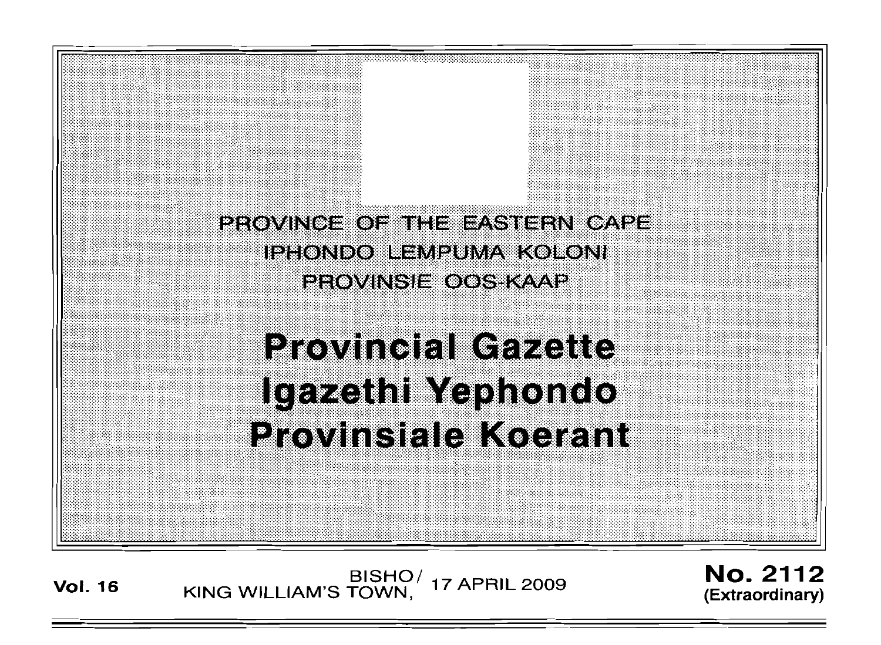PROVINCE OF THE EASTERN CAPE
IPHONDO LEMPUMA KOLONI
PROVINSIE OOS-KAAP

# Provincial Gazette
# Igazethi Yephondo
# Provinsiale Koerant

**Vol. 16** BISHO/ KING WILLIAM'S TOWN, 17 APRIL 2009 **No. 2112 (Extraordinary)**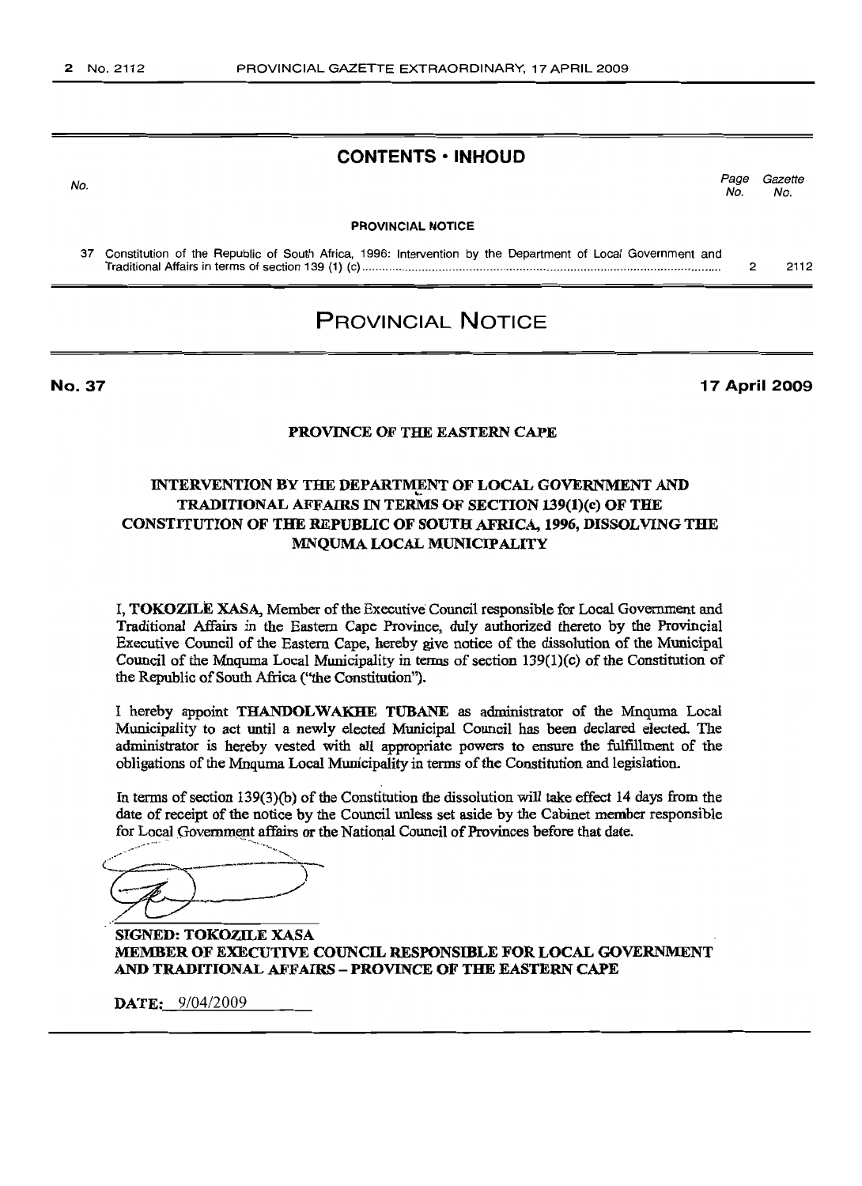## CONTENTS • INHOUD

| No. | | Page No. | Gazette No. |
|---|---|---|---|
| | **PROVINCIAL NOTICE** | | |
| 37 | Constitution of the Republic of South Africa, 1996: Intervention by the Department of Local Government and Traditional Affairs in terms of section 139 (1) (c) | 2 | 2112 |

# PROVINCIAL NOTICE

**No. 37** **17 April 2009**

**PROVINCE OF THE EASTERN CAPE**

**INTERVENTION BY THE DEPARTMENT OF LOCAL GOVERNMENT AND TRADITIONAL AFFAIRS IN TERMS OF SECTION 139(1)(c) OF THE CONSTITUTION OF THE REPUBLIC OF SOUTH AFRICA, 1996, DISSOLVING THE MNQUMA LOCAL MUNICIPALITY**

I, **TOKOZILE XASA**, Member of the Executive Council responsible for Local Government and Traditional Affairs in the Eastern Cape Province, duly authorized thereto by the Provincial Executive Council of the Eastern Cape, hereby give notice of the dissolution of the Municipal Council of the Mnquma Local Municipality in terms of section 139(1)(c) of the Constitution of the Republic of South Africa ("the Constitution").

I hereby appoint **THANDOLWAKHE TUBANE** as administrator of the Mnquma Local Municipality to act until a newly elected Municipal Council has been declared elected. The administrator is hereby vested with all appropriate powers to ensure the fulfillment of the obligations of the Mnquma Local Municipality in terms of the Constitution and legislation.

In terms of section 139(3)(b) of the Constitution the dissolution will take effect 14 days from the date of receipt of the notice by the Council unless set aside by the Cabinet member responsible for Local Government affairs or the National Council of Provinces before that date.

**SIGNED: TOKOZILE XASA**
**MEMBER OF EXECUTIVE COUNCIL RESPONSIBLE FOR LOCAL GOVERNMENT AND TRADITIONAL AFFAIRS – PROVINCE OF THE EASTERN CAPE**

**DATE:** 9/04/2009